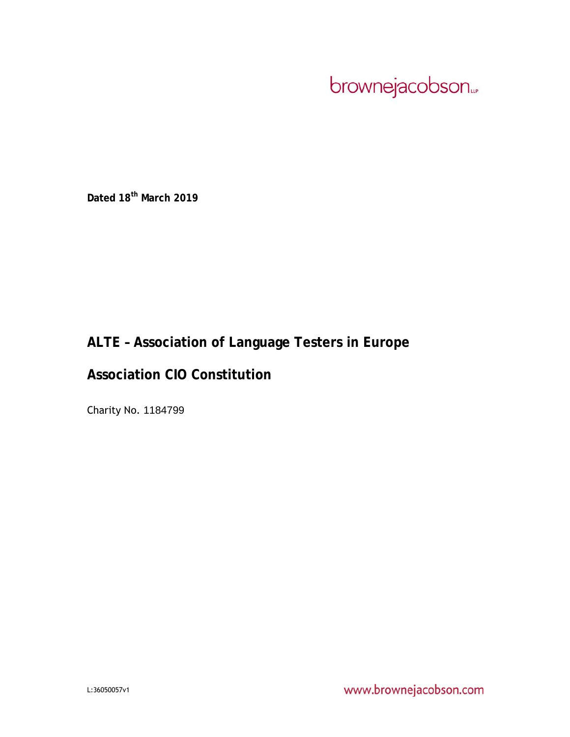brownejacobson LLP

**Dated 18th March 2019**

# ALTE – Association of Language Testers in Europe

# Association CIO Constitution

Charity No. 1184799

L:36050057v1

www.brownejacobson.com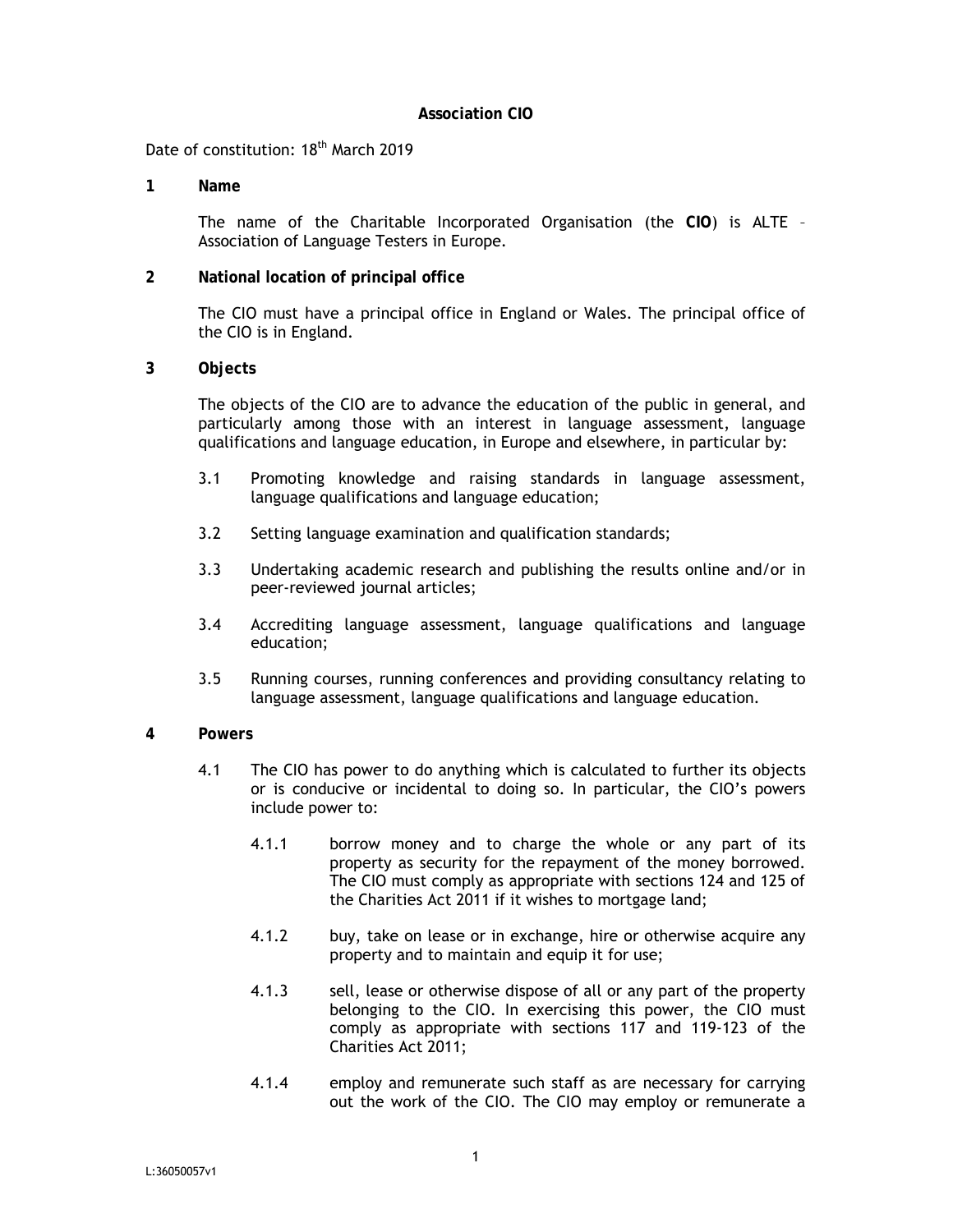**Association CIO**

Date of constitution: 18th March 2019

**1 Name**

The name of the Charitable Incorporated Organisation (the **CIO**) is ALTE – Association of Language Testers in Europe.

**2 National location of principal office**

The CIO must have a principal office in England or Wales. The principal office of the CIO is in England.

**3 Objects**

The objects of the CIO are to advance the education of the public in general, and particularly among those with an interest in language assessment, language qualifications and language education, in Europe and elsewhere, in particular by:

3.1 Promoting knowledge and raising standards in language assessment, language qualifications and language education;

3.2 Setting language examination and qualification standards;

3.3 Undertaking academic research and publishing the results online and/or in peer-reviewed journal articles;

3.4 Accrediting language assessment, language qualifications and language education;

3.5 Running courses, running conferences and providing consultancy relating to language assessment, language qualifications and language education.

**4 Powers**

4.1 The CIO has power to do anything which is calculated to further its objects or is conducive or incidental to doing so. In particular, the CIO's powers include power to:

4.1.1 borrow money and to charge the whole or any part of its property as security for the repayment of the money borrowed. The CIO must comply as appropriate with sections 124 and 125 of the Charities Act 2011 if it wishes to mortgage land;

4.1.2 buy, take on lease or in exchange, hire or otherwise acquire any property and to maintain and equip it for use;

4.1.3 sell, lease or otherwise dispose of all or any part of the property belonging to the CIO. In exercising this power, the CIO must comply as appropriate with sections 117 and 119-123 of the Charities Act 2011;

4.1.4 employ and remunerate such staff as are necessary for carrying out the work of the CIO. The CIO may employ or remunerate a

L:36050057v1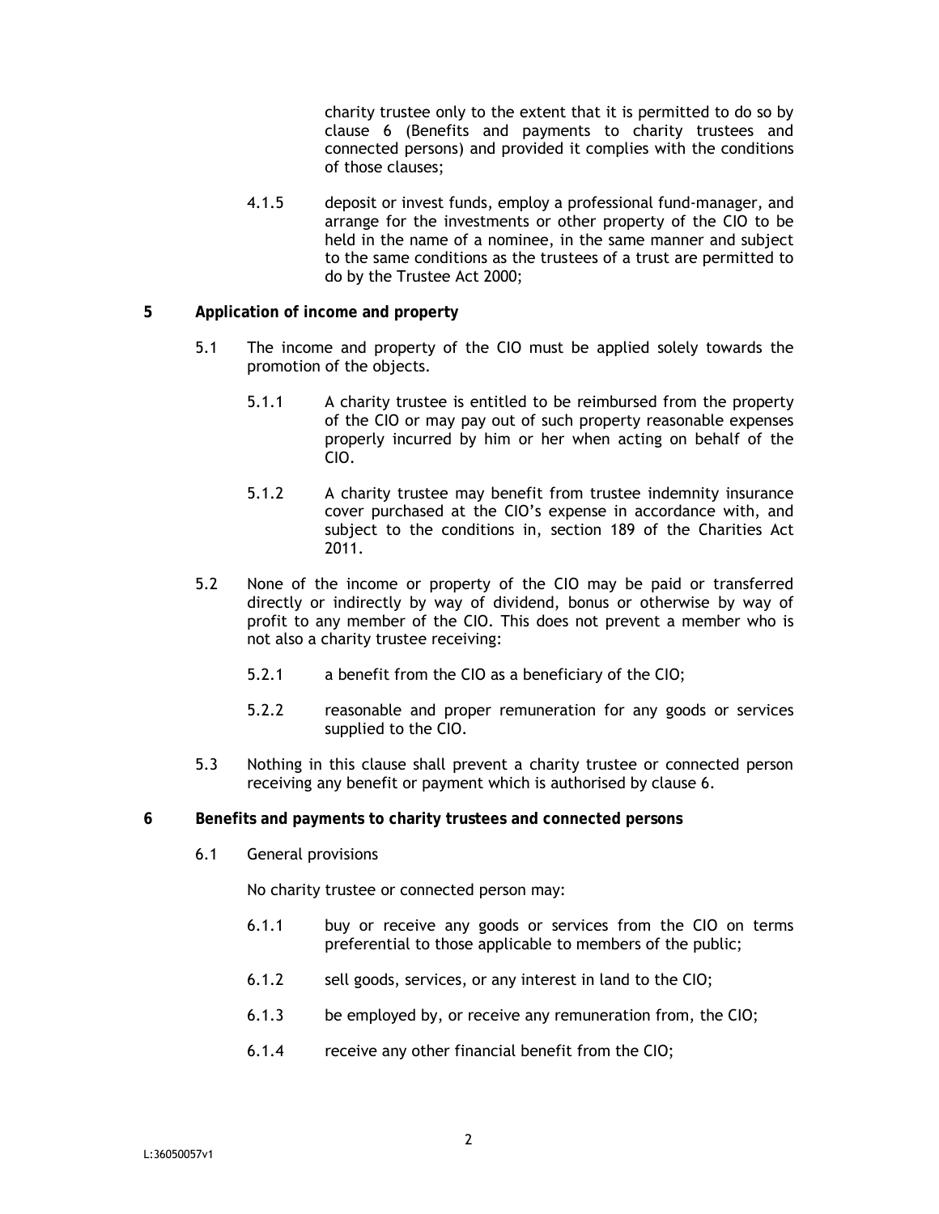charity trustee only to the extent that it is permitted to do so by clause 6 (Benefits and payments to charity trustees and connected persons) and provided it complies with the conditions of those clauses;

4.1.5 deposit or invest funds, employ a professional fund-manager, and arrange for the investments or other property of the CIO to be held in the name of a nominee, in the same manner and subject to the same conditions as the trustees of a trust are permitted to do by the Trustee Act 2000;

**5 Application of income and property**

5.1 The income and property of the CIO must be applied solely towards the promotion of the objects.

5.1.1 A charity trustee is entitled to be reimbursed from the property of the CIO or may pay out of such property reasonable expenses properly incurred by him or her when acting on behalf of the CIO.

5.1.2 A charity trustee may benefit from trustee indemnity insurance cover purchased at the CIO's expense in accordance with, and subject to the conditions in, section 189 of the Charities Act 2011.

5.2 None of the income or property of the CIO may be paid or transferred directly or indirectly by way of dividend, bonus or otherwise by way of profit to any member of the CIO. This does not prevent a member who is not also a charity trustee receiving:

5.2.1 a benefit from the CIO as a beneficiary of the CIO;

5.2.2 reasonable and proper remuneration for any goods or services supplied to the CIO.

5.3 Nothing in this clause shall prevent a charity trustee or connected person receiving any benefit or payment which is authorised by clause 6.

**6 Benefits and payments to charity trustees and connected persons**

6.1 General provisions

No charity trustee or connected person may:

6.1.1 buy or receive any goods or services from the CIO on terms preferential to those applicable to members of the public;

6.1.2 sell goods, services, or any interest in land to the CIO;

6.1.3 be employed by, or receive any remuneration from, the CIO;

6.1.4 receive any other financial benefit from the CIO;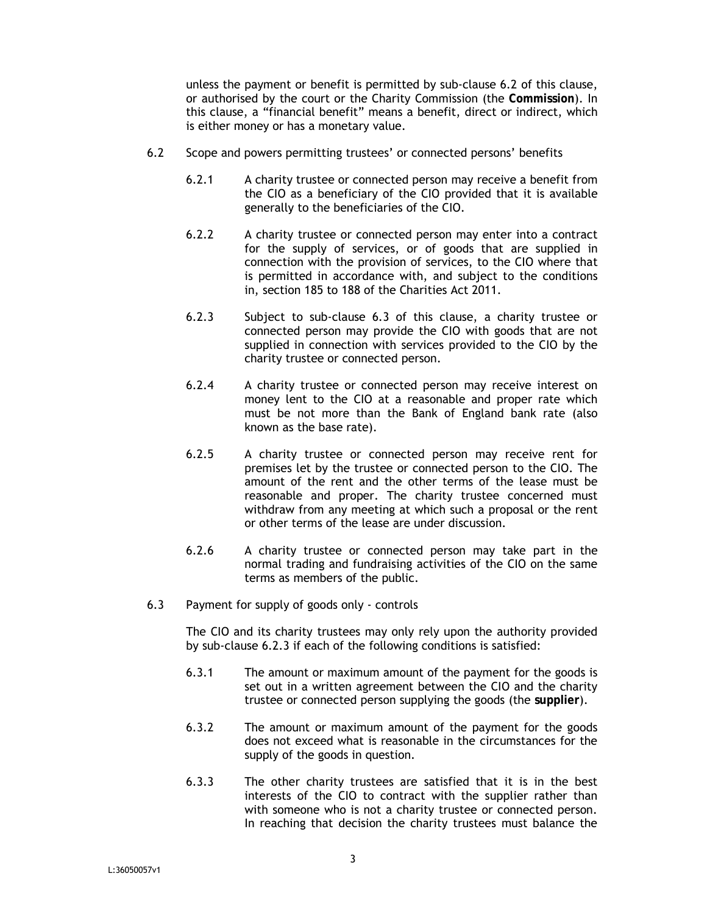unless the payment or benefit is permitted by sub-clause 6.2 of this clause, or authorised by the court or the Charity Commission (the **Commission**). In this clause, a "financial benefit" means a benefit, direct or indirect, which is either money or has a monetary value.

6.2 Scope and powers permitting trustees' or connected persons' benefits

6.2.1 A charity trustee or connected person may receive a benefit from the CIO as a beneficiary of the CIO provided that it is available generally to the beneficiaries of the CIO.

6.2.2 A charity trustee or connected person may enter into a contract for the supply of services, or of goods that are supplied in connection with the provision of services, to the CIO where that is permitted in accordance with, and subject to the conditions in, section 185 to 188 of the Charities Act 2011.

6.2.3 Subject to sub-clause 6.3 of this clause, a charity trustee or connected person may provide the CIO with goods that are not supplied in connection with services provided to the CIO by the charity trustee or connected person.

6.2.4 A charity trustee or connected person may receive interest on money lent to the CIO at a reasonable and proper rate which must be not more than the Bank of England bank rate (also known as the base rate).

6.2.5 A charity trustee or connected person may receive rent for premises let by the trustee or connected person to the CIO. The amount of the rent and the other terms of the lease must be reasonable and proper. The charity trustee concerned must withdraw from any meeting at which such a proposal or the rent or other terms of the lease are under discussion.

6.2.6 A charity trustee or connected person may take part in the normal trading and fundraising activities of the CIO on the same terms as members of the public.

6.3 Payment for supply of goods only - controls

The CIO and its charity trustees may only rely upon the authority provided by sub-clause 6.2.3 if each of the following conditions is satisfied:

6.3.1 The amount or maximum amount of the payment for the goods is set out in a written agreement between the CIO and the charity trustee or connected person supplying the goods (the **supplier**).

6.3.2 The amount or maximum amount of the payment for the goods does not exceed what is reasonable in the circumstances for the supply of the goods in question.

6.3.3 The other charity trustees are satisfied that it is in the best interests of the CIO to contract with the supplier rather than with someone who is not a charity trustee or connected person. In reaching that decision the charity trustees must balance the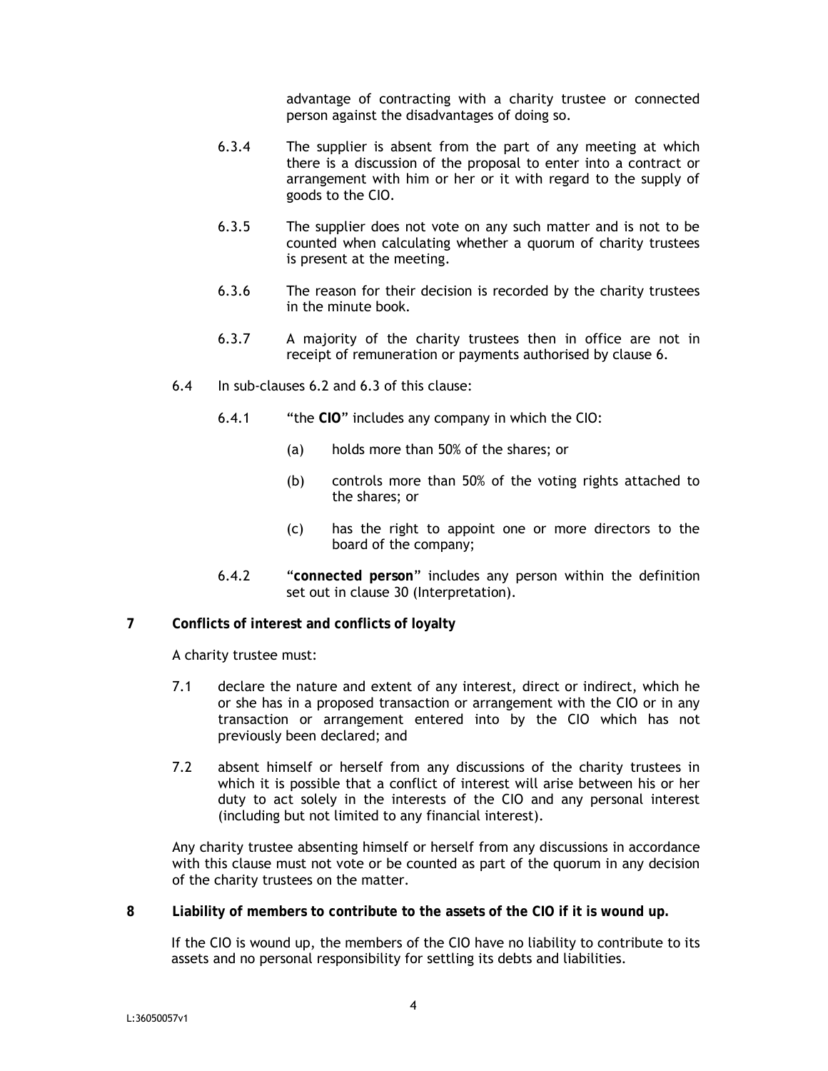advantage of contracting with a charity trustee or connected person against the disadvantages of doing so.

6.3.4 The supplier is absent from the part of any meeting at which there is a discussion of the proposal to enter into a contract or arrangement with him or her or it with regard to the supply of goods to the CIO.

6.3.5 The supplier does not vote on any such matter and is not to be counted when calculating whether a quorum of charity trustees is present at the meeting.

6.3.6 The reason for their decision is recorded by the charity trustees in the minute book.

6.3.7 A majority of the charity trustees then in office are not in receipt of remuneration or payments authorised by clause 6.

6.4 In sub-clauses 6.2 and 6.3 of this clause:

6.4.1 "the **CIO**" includes any company in which the CIO:

(a) holds more than 50% of the shares; or

(b) controls more than 50% of the voting rights attached to the shares; or

(c) has the right to appoint one or more directors to the board of the company;

6.4.2 "**connected person**" includes any person within the definition set out in clause 30 (Interpretation).

**7 Conflicts of interest and conflicts of loyalty**

A charity trustee must:

7.1 declare the nature and extent of any interest, direct or indirect, which he or she has in a proposed transaction or arrangement with the CIO or in any transaction or arrangement entered into by the CIO which has not previously been declared; and

7.2 absent himself or herself from any discussions of the charity trustees in which it is possible that a conflict of interest will arise between his or her duty to act solely in the interests of the CIO and any personal interest (including but not limited to any financial interest).

Any charity trustee absenting himself or herself from any discussions in accordance with this clause must not vote or be counted as part of the quorum in any decision of the charity trustees on the matter.

**8 Liability of members to contribute to the assets of the CIO if it is wound up.**

If the CIO is wound up, the members of the CIO have no liability to contribute to its assets and no personal responsibility for settling its debts and liabilities.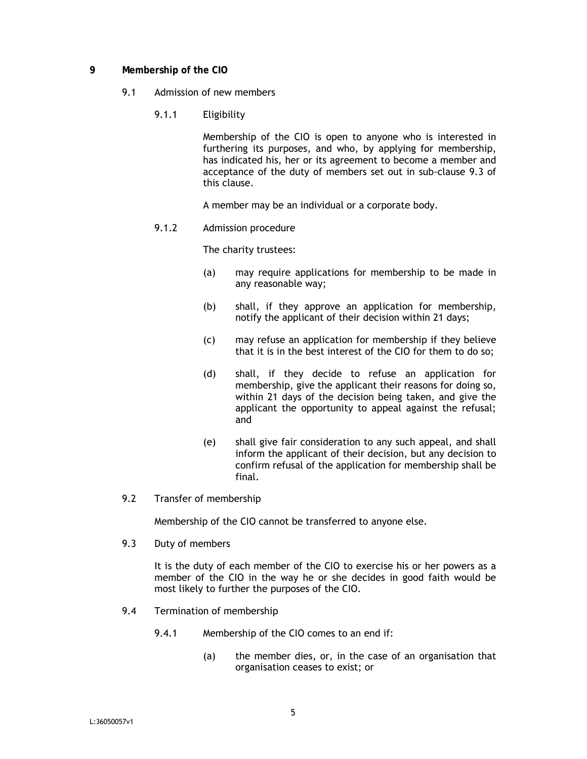## 9 Membership of the CIO

### 9.1 Admission of new members

#### 9.1.1 Eligibility

Membership of the CIO is open to anyone who is interested in furthering its purposes, and who, by applying for membership, has indicated his, her or its agreement to become a member and acceptance of the duty of members set out in sub-clause 9.3 of this clause.

A member may be an individual or a corporate body.

#### 9.1.2 Admission procedure

The charity trustees:

(a) may require applications for membership to be made in any reasonable way;

(b) shall, if they approve an application for membership, notify the applicant of their decision within 21 days;

(c) may refuse an application for membership if they believe that it is in the best interest of the CIO for them to do so;

(d) shall, if they decide to refuse an application for membership, give the applicant their reasons for doing so, within 21 days of the decision being taken, and give the applicant the opportunity to appeal against the refusal; and

(e) shall give fair consideration to any such appeal, and shall inform the applicant of their decision, but any decision to confirm refusal of the application for membership shall be final.

### 9.2 Transfer of membership

Membership of the CIO cannot be transferred to anyone else.

### 9.3 Duty of members

It is the duty of each member of the CIO to exercise his or her powers as a member of the CIO in the way he or she decides in good faith would be most likely to further the purposes of the CIO.

### 9.4 Termination of membership

9.4.1 Membership of the CIO comes to an end if:

(a) the member dies, or, in the case of an organisation that organisation ceases to exist; or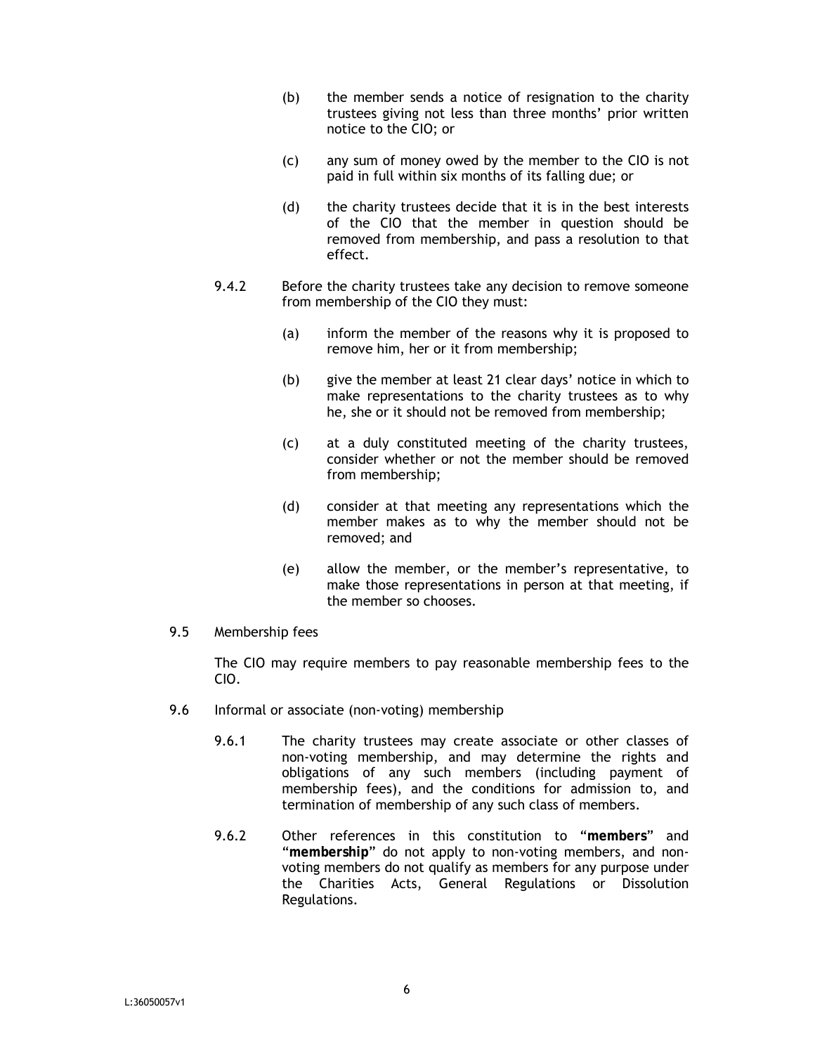(b) the member sends a notice of resignation to the charity trustees giving not less than three months' prior written notice to the CIO; or

(c) any sum of money owed by the member to the CIO is not paid in full within six months of its falling due; or

(d) the charity trustees decide that it is in the best interests of the CIO that the member in question should be removed from membership, and pass a resolution to that effect.

9.4.2 Before the charity trustees take any decision to remove someone from membership of the CIO they must:

(a) inform the member of the reasons why it is proposed to remove him, her or it from membership;

(b) give the member at least 21 clear days' notice in which to make representations to the charity trustees as to why he, she or it should not be removed from membership;

(c) at a duly constituted meeting of the charity trustees, consider whether or not the member should be removed from membership;

(d) consider at that meeting any representations which the member makes as to why the member should not be removed; and

(e) allow the member, or the member's representative, to make those representations in person at that meeting, if the member so chooses.

9.5 Membership fees

The CIO may require members to pay reasonable membership fees to the CIO.

9.6 Informal or associate (non-voting) membership

9.6.1 The charity trustees may create associate or other classes of non-voting membership, and may determine the rights and obligations of any such members (including payment of membership fees), and the conditions for admission to, and termination of membership of any such class of members.

9.6.2 Other references in this constitution to "**members**" and "**membership**" do not apply to non-voting members, and non-voting members do not qualify as members for any purpose under the Charities Acts, General Regulations or Dissolution Regulations.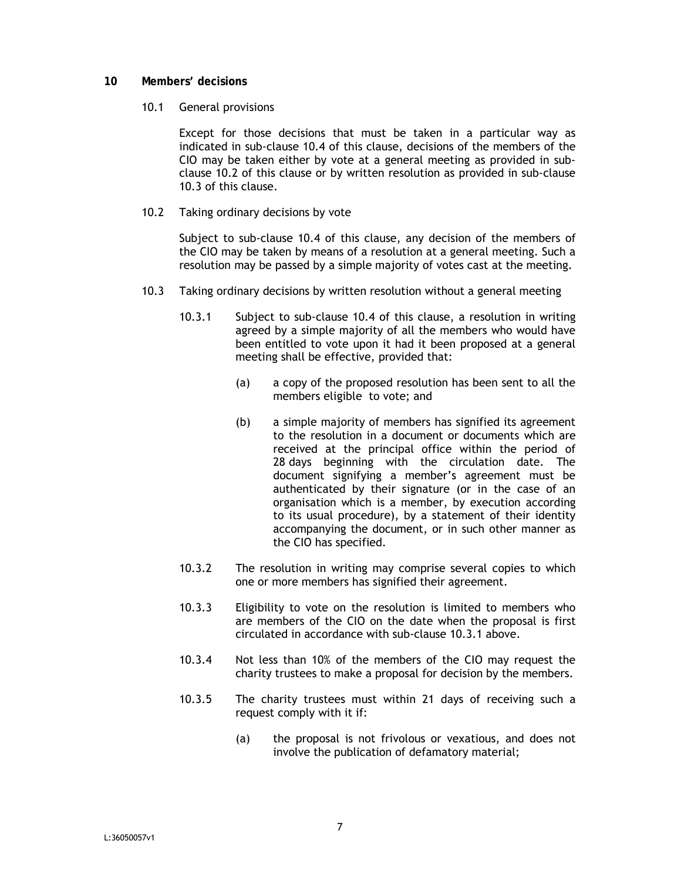## 10 Members' decisions

### 10.1 General provisions

Except for those decisions that must be taken in a particular way as indicated in sub-clause 10.4 of this clause, decisions of the members of the CIO may be taken either by vote at a general meeting as provided in sub-clause 10.2 of this clause or by written resolution as provided in sub-clause 10.3 of this clause.

### 10.2 Taking ordinary decisions by vote

Subject to sub-clause 10.4 of this clause, any decision of the members of the CIO may be taken by means of a resolution at a general meeting. Such a resolution may be passed by a simple majority of votes cast at the meeting.

### 10.3 Taking ordinary decisions by written resolution without a general meeting

10.3.1 Subject to sub-clause 10.4 of this clause, a resolution in writing agreed by a simple majority of all the members who would have been entitled to vote upon it had it been proposed at a general meeting shall be effective, provided that:

(a) a copy of the proposed resolution has been sent to all the members eligible to vote; and

(b) a simple majority of members has signified its agreement to the resolution in a document or documents which are received at the principal office within the period of 28 days beginning with the circulation date. The document signifying a member's agreement must be authenticated by their signature (or in the case of an organisation which is a member, by execution according to its usual procedure), by a statement of their identity accompanying the document, or in such other manner as the CIO has specified.

10.3.2 The resolution in writing may comprise several copies to which one or more members has signified their agreement.

10.3.3 Eligibility to vote on the resolution is limited to members who are members of the CIO on the date when the proposal is first circulated in accordance with sub-clause 10.3.1 above.

10.3.4 Not less than 10% of the members of the CIO may request the charity trustees to make a proposal for decision by the members.

10.3.5 The charity trustees must within 21 days of receiving such a request comply with it if:

(a) the proposal is not frivolous or vexatious, and does not involve the publication of defamatory material;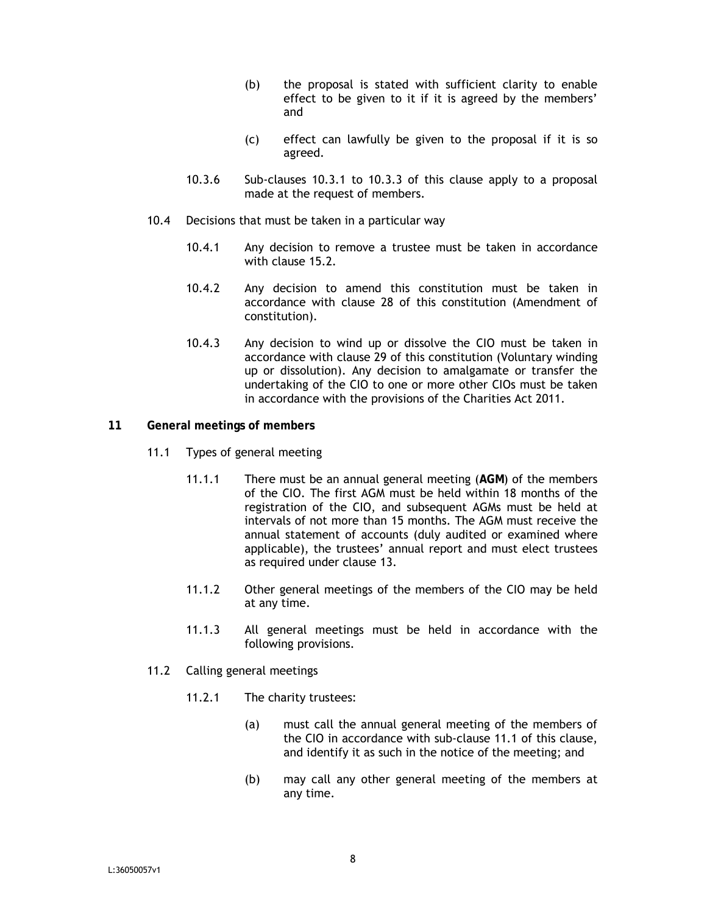(b) the proposal is stated with sufficient clarity to enable effect to be given to it if it is agreed by the members' and

(c) effect can lawfully be given to the proposal if it is so agreed.

10.3.6 Sub-clauses 10.3.1 to 10.3.3 of this clause apply to a proposal made at the request of members.

10.4 Decisions that must be taken in a particular way

10.4.1 Any decision to remove a trustee must be taken in accordance with clause 15.2.

10.4.2 Any decision to amend this constitution must be taken in accordance with clause 28 of this constitution (Amendment of constitution).

10.4.3 Any decision to wind up or dissolve the CIO must be taken in accordance with clause 29 of this constitution (Voluntary winding up or dissolution). Any decision to amalgamate or transfer the undertaking of the CIO to one or more other CIOs must be taken in accordance with the provisions of the Charities Act 2011.

**11 General meetings of members**

11.1 Types of general meeting

11.1.1 There must be an annual general meeting (**AGM**) of the members of the CIO. The first AGM must be held within 18 months of the registration of the CIO, and subsequent AGMs must be held at intervals of not more than 15 months. The AGM must receive the annual statement of accounts (duly audited or examined where applicable), the trustees' annual report and must elect trustees as required under clause 13.

11.1.2 Other general meetings of the members of the CIO may be held at any time.

11.1.3 All general meetings must be held in accordance with the following provisions.

11.2 Calling general meetings

11.2.1 The charity trustees:

(a) must call the annual general meeting of the members of the CIO in accordance with sub-clause 11.1 of this clause, and identify it as such in the notice of the meeting; and

(b) may call any other general meeting of the members at any time.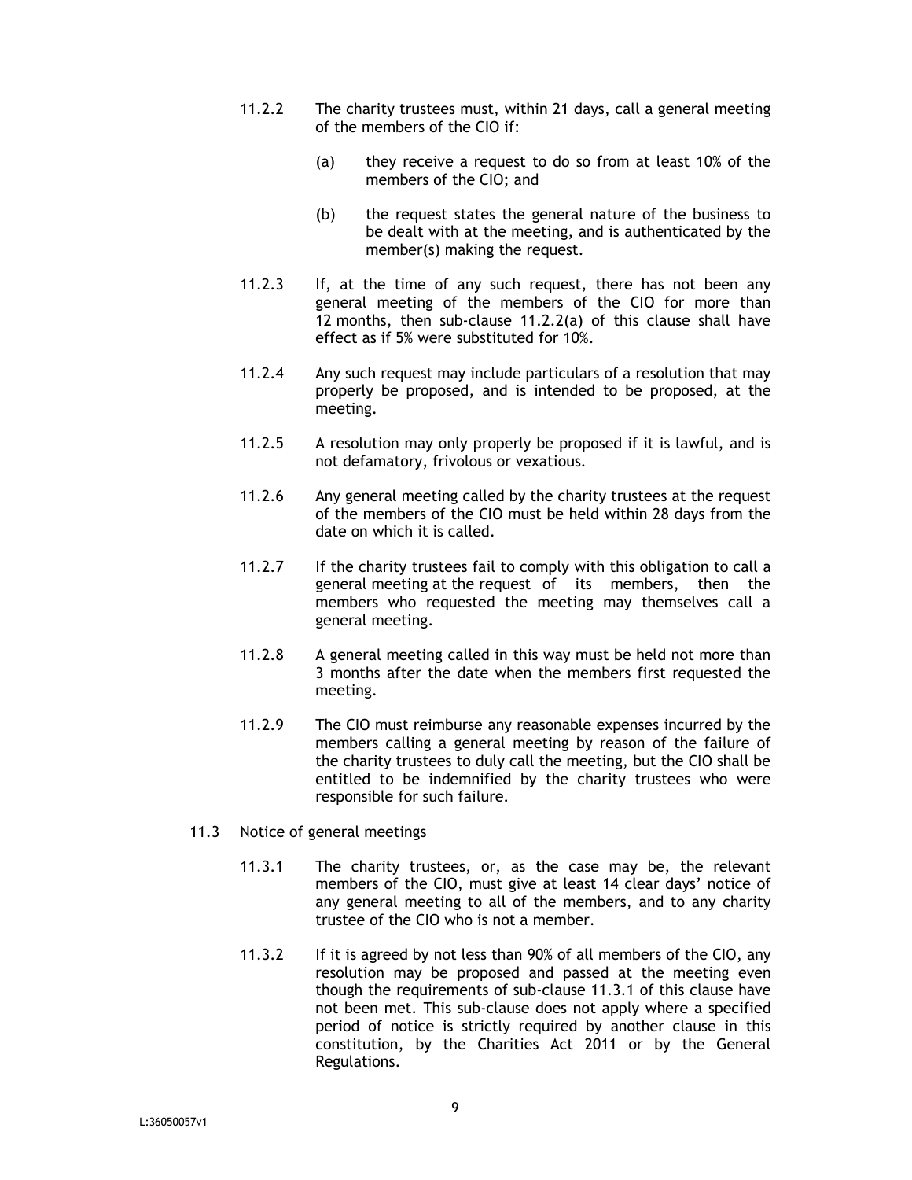11.2.2 The charity trustees must, within 21 days, call a general meeting of the members of the CIO if:

(a) they receive a request to do so from at least 10% of the members of the CIO; and

(b) the request states the general nature of the business to be dealt with at the meeting, and is authenticated by the member(s) making the request.

11.2.3 If, at the time of any such request, there has not been any general meeting of the members of the CIO for more than 12 months, then sub-clause 11.2.2(a) of this clause shall have effect as if 5% were substituted for 10%.

11.2.4 Any such request may include particulars of a resolution that may properly be proposed, and is intended to be proposed, at the meeting.

11.2.5 A resolution may only properly be proposed if it is lawful, and is not defamatory, frivolous or vexatious.

11.2.6 Any general meeting called by the charity trustees at the request of the members of the CIO must be held within 28 days from the date on which it is called.

11.2.7 If the charity trustees fail to comply with this obligation to call a general meeting at the request of its members, then the members who requested the meeting may themselves call a general meeting.

11.2.8 A general meeting called in this way must be held not more than 3 months after the date when the members first requested the meeting.

11.2.9 The CIO must reimburse any reasonable expenses incurred by the members calling a general meeting by reason of the failure of the charity trustees to duly call the meeting, but the CIO shall be entitled to be indemnified by the charity trustees who were responsible for such failure.

11.3 Notice of general meetings

11.3.1 The charity trustees, or, as the case may be, the relevant members of the CIO, must give at least 14 clear days' notice of any general meeting to all of the members, and to any charity trustee of the CIO who is not a member.

11.3.2 If it is agreed by not less than 90% of all members of the CIO, any resolution may be proposed and passed at the meeting even though the requirements of sub-clause 11.3.1 of this clause have not been met. This sub-clause does not apply where a specified period of notice is strictly required by another clause in this constitution, by the Charities Act 2011 or by the General Regulations.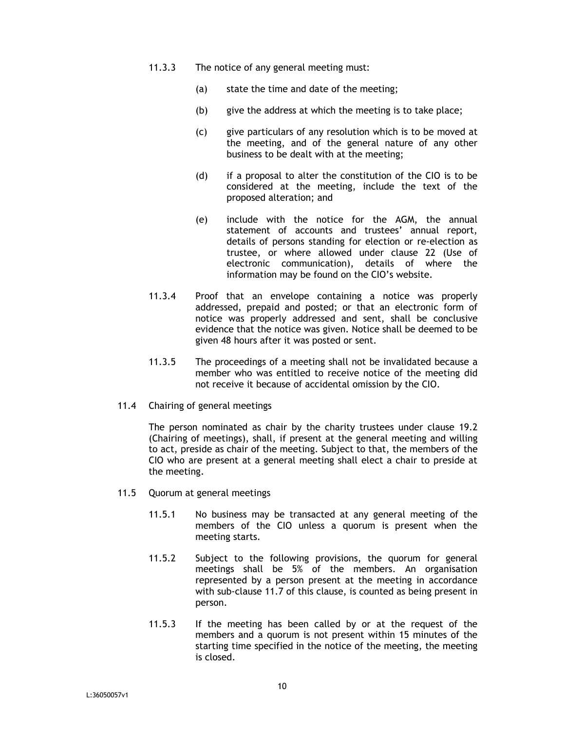11.3.3 The notice of any general meeting must:

(a) state the time and date of the meeting;

(b) give the address at which the meeting is to take place;

(c) give particulars of any resolution which is to be moved at the meeting, and of the general nature of any other business to be dealt with at the meeting;

(d) if a proposal to alter the constitution of the CIO is to be considered at the meeting, include the text of the proposed alteration; and

(e) include with the notice for the AGM, the annual statement of accounts and trustees' annual report, details of persons standing for election or re-election as trustee, or where allowed under clause 22 (Use of electronic communication), details of where the information may be found on the CIO's website.

11.3.4 Proof that an envelope containing a notice was properly addressed, prepaid and posted; or that an electronic form of notice was properly addressed and sent, shall be conclusive evidence that the notice was given. Notice shall be deemed to be given 48 hours after it was posted or sent.

11.3.5 The proceedings of a meeting shall not be invalidated because a member who was entitled to receive notice of the meeting did not receive it because of accidental omission by the CIO.

11.4 Chairing of general meetings

The person nominated as chair by the charity trustees under clause 19.2 (Chairing of meetings), shall, if present at the general meeting and willing to act, preside as chair of the meeting. Subject to that, the members of the CIO who are present at a general meeting shall elect a chair to preside at the meeting.

11.5 Quorum at general meetings

11.5.1 No business may be transacted at any general meeting of the members of the CIO unless a quorum is present when the meeting starts.

11.5.2 Subject to the following provisions, the quorum for general meetings shall be 5% of the members. An organisation represented by a person present at the meeting in accordance with sub-clause 11.7 of this clause, is counted as being present in person.

11.5.3 If the meeting has been called by or at the request of the members and a quorum is not present within 15 minutes of the starting time specified in the notice of the meeting, the meeting is closed.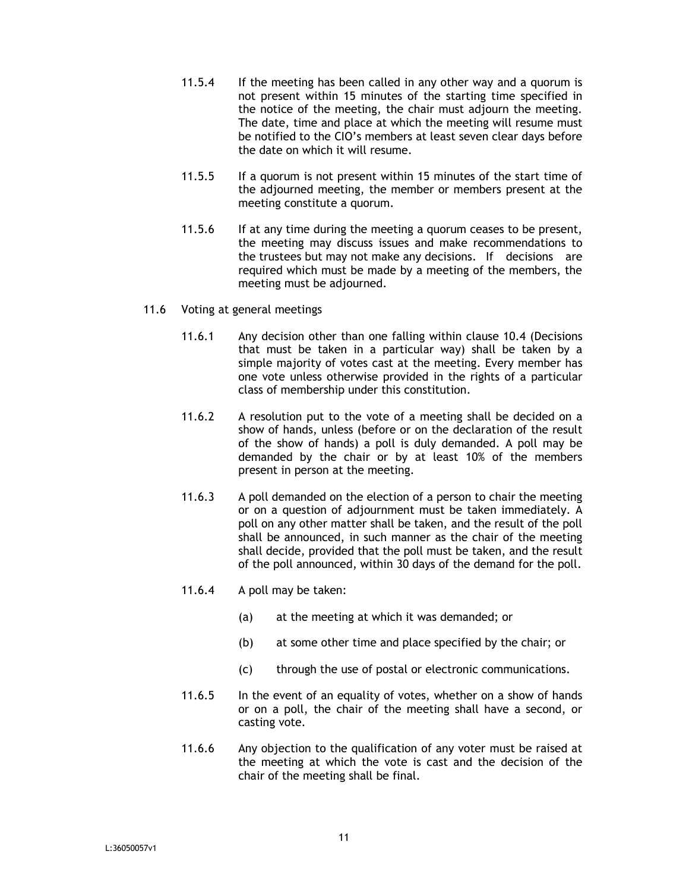11.5.4 If the meeting has been called in any other way and a quorum is not present within 15 minutes of the starting time specified in the notice of the meeting, the chair must adjourn the meeting. The date, time and place at which the meeting will resume must be notified to the CIO's members at least seven clear days before the date on which it will resume.

11.5.5 If a quorum is not present within 15 minutes of the start time of the adjourned meeting, the member or members present at the meeting constitute a quorum.

11.5.6 If at any time during the meeting a quorum ceases to be present, the meeting may discuss issues and make recommendations to the trustees but may not make any decisions. If decisions are required which must be made by a meeting of the members, the meeting must be adjourned.

11.6 Voting at general meetings

11.6.1 Any decision other than one falling within clause 10.4 (Decisions that must be taken in a particular way) shall be taken by a simple majority of votes cast at the meeting. Every member has one vote unless otherwise provided in the rights of a particular class of membership under this constitution.

11.6.2 A resolution put to the vote of a meeting shall be decided on a show of hands, unless (before or on the declaration of the result of the show of hands) a poll is duly demanded. A poll may be demanded by the chair or by at least 10% of the members present in person at the meeting.

11.6.3 A poll demanded on the election of a person to chair the meeting or on a question of adjournment must be taken immediately. A poll on any other matter shall be taken, and the result of the poll shall be announced, in such manner as the chair of the meeting shall decide, provided that the poll must be taken, and the result of the poll announced, within 30 days of the demand for the poll.

11.6.4 A poll may be taken:

(a) at the meeting at which it was demanded; or

(b) at some other time and place specified by the chair; or

(c) through the use of postal or electronic communications.

11.6.5 In the event of an equality of votes, whether on a show of hands or on a poll, the chair of the meeting shall have a second, or casting vote.

11.6.6 Any objection to the qualification of any voter must be raised at the meeting at which the vote is cast and the decision of the chair of the meeting shall be final.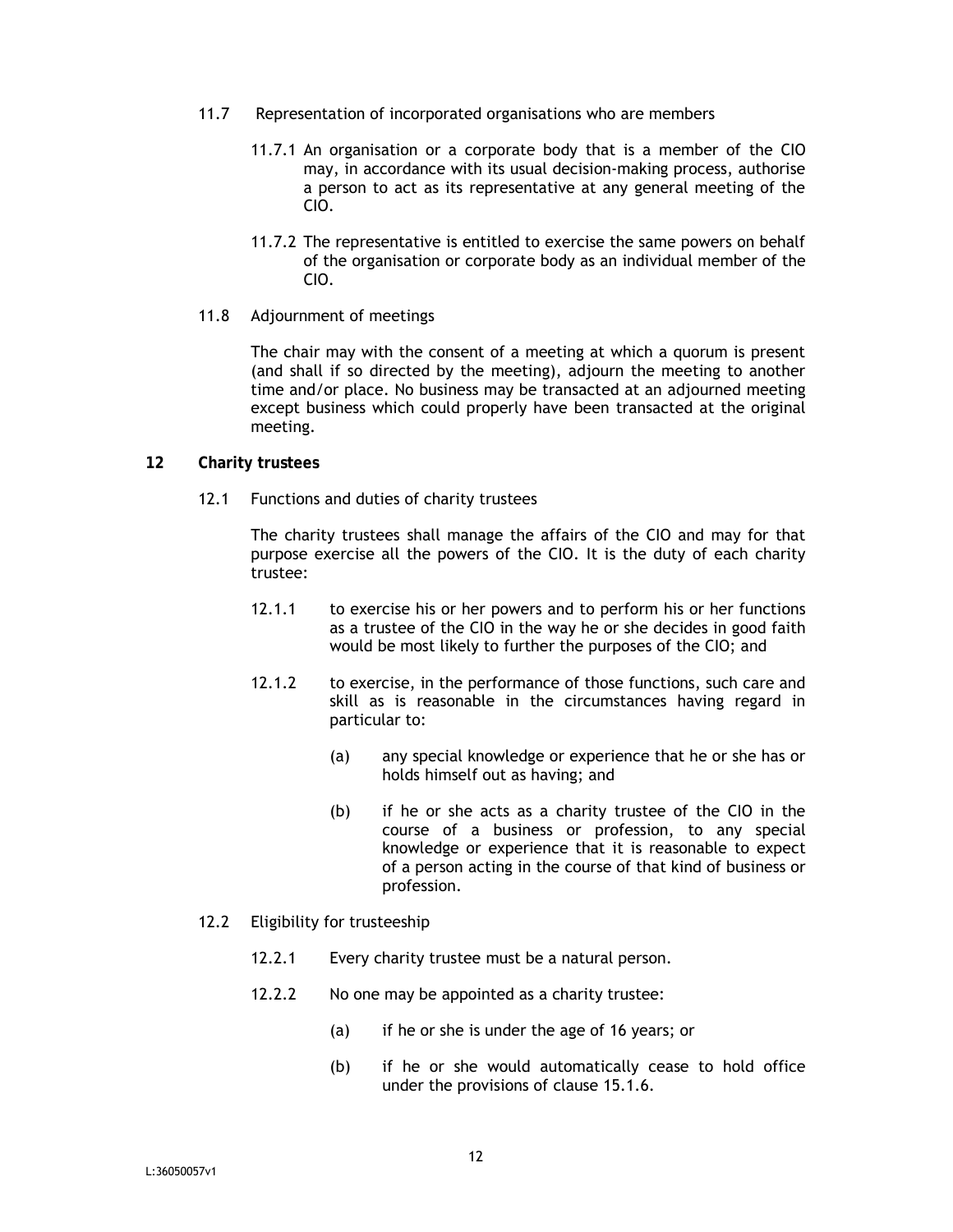11.7 Representation of incorporated organisations who are members

11.7.1 An organisation or a corporate body that is a member of the CIO may, in accordance with its usual decision-making process, authorise a person to act as its representative at any general meeting of the CIO.

11.7.2 The representative is entitled to exercise the same powers on behalf of the organisation or corporate body as an individual member of the CIO.

11.8 Adjournment of meetings

The chair may with the consent of a meeting at which a quorum is present (and shall if so directed by the meeting), adjourn the meeting to another time and/or place. No business may be transacted at an adjourned meeting except business which could properly have been transacted at the original meeting.

**12 Charity trustees**

12.1 Functions and duties of charity trustees

The charity trustees shall manage the affairs of the CIO and may for that purpose exercise all the powers of the CIO. It is the duty of each charity trustee:

12.1.1 to exercise his or her powers and to perform his or her functions as a trustee of the CIO in the way he or she decides in good faith would be most likely to further the purposes of the CIO; and

12.1.2 to exercise, in the performance of those functions, such care and skill as is reasonable in the circumstances having regard in particular to:

(a) any special knowledge or experience that he or she has or holds himself out as having; and

(b) if he or she acts as a charity trustee of the CIO in the course of a business or profession, to any special knowledge or experience that it is reasonable to expect of a person acting in the course of that kind of business or profession.

12.2 Eligibility for trusteeship

12.2.1 Every charity trustee must be a natural person.

12.2.2 No one may be appointed as a charity trustee:

(a) if he or she is under the age of 16 years; or

(b) if he or she would automatically cease to hold office under the provisions of clause 15.1.6.

L:36050057v1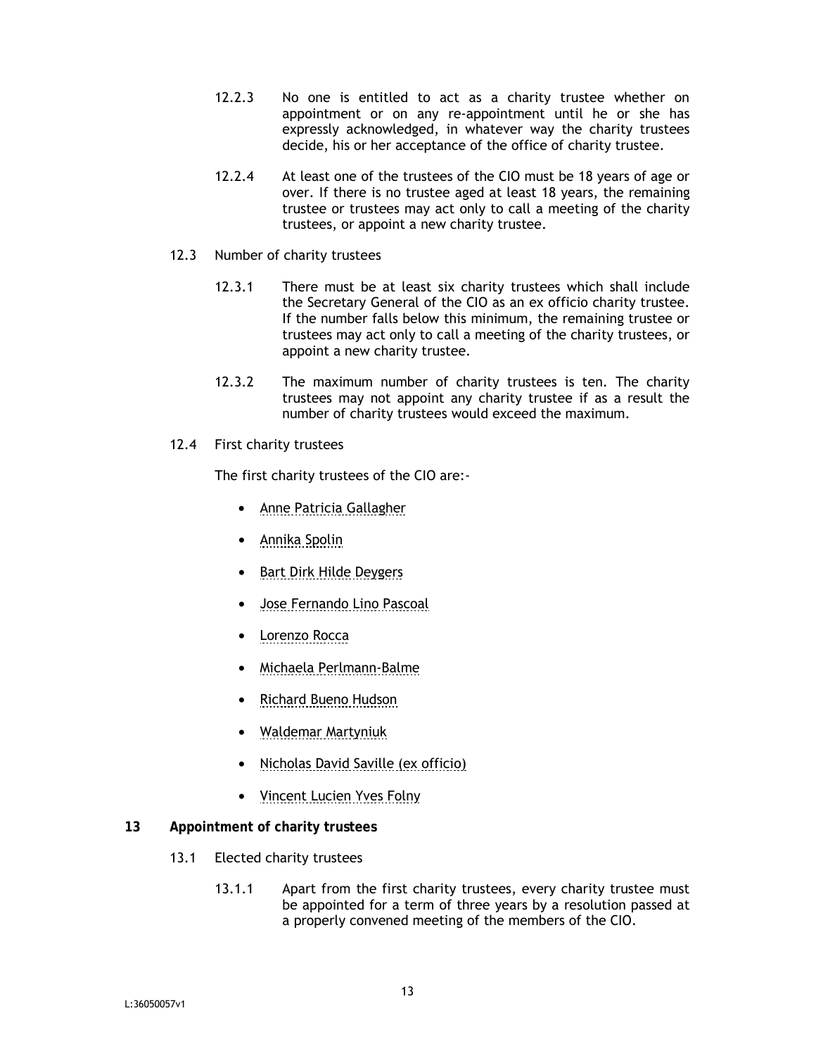12.2.3 No one is entitled to act as a charity trustee whether on appointment or on any re-appointment until he or she has expressly acknowledged, in whatever way the charity trustees decide, his or her acceptance of the office of charity trustee.

12.2.4 At least one of the trustees of the CIO must be 18 years of age or over. If there is no trustee aged at least 18 years, the remaining trustee or trustees may act only to call a meeting of the charity trustees, or appoint a new charity trustee.

12.3 Number of charity trustees

12.3.1 There must be at least six charity trustees which shall include the Secretary General of the CIO as an ex officio charity trustee. If the number falls below this minimum, the remaining trustee or trustees may act only to call a meeting of the charity trustees, or appoint a new charity trustee.

12.3.2 The maximum number of charity trustees is ten. The charity trustees may not appoint any charity trustee if as a result the number of charity trustees would exceed the maximum.

12.4 First charity trustees

The first charity trustees of the CIO are:-

- Anne Patricia Gallagher
- Annika Spolin
- Bart Dirk Hilde Deygers
- Jose Fernando Lino Pascoal
- Lorenzo Rocca
- Michaela Perlmann-Balme
- Richard Bueno Hudson
- Waldemar Martyniuk
- Nicholas David Saville (ex officio)
- Vincent Lucien Yves Folny

## 13 Appointment of charity trustees

13.1 Elected charity trustees

13.1.1 Apart from the first charity trustees, every charity trustee must be appointed for a term of three years by a resolution passed at a properly convened meeting of the members of the CIO.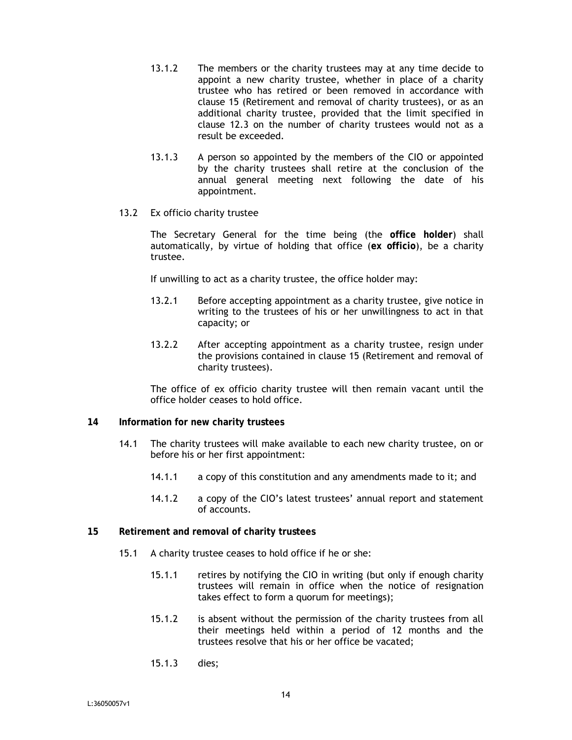13.1.2 The members or the charity trustees may at any time decide to appoint a new charity trustee, whether in place of a charity trustee who has retired or been removed in accordance with clause 15 (Retirement and removal of charity trustees), or as an additional charity trustee, provided that the limit specified in clause 12.3 on the number of charity trustees would not as a result be exceeded.

13.1.3 A person so appointed by the members of the CIO or appointed by the charity trustees shall retire at the conclusion of the annual general meeting next following the date of his appointment.

13.2 Ex officio charity trustee

The Secretary General for the time being (the **office holder**) shall automatically, by virtue of holding that office (**ex officio**), be a charity trustee.

If unwilling to act as a charity trustee, the office holder may:

13.2.1 Before accepting appointment as a charity trustee, give notice in writing to the trustees of his or her unwillingness to act in that capacity; or

13.2.2 After accepting appointment as a charity trustee, resign under the provisions contained in clause 15 (Retirement and removal of charity trustees).

The office of ex officio charity trustee will then remain vacant until the office holder ceases to hold office.

**14 Information for new charity trustees**

14.1 The charity trustees will make available to each new charity trustee, on or before his or her first appointment:

14.1.1 a copy of this constitution and any amendments made to it; and

14.1.2 a copy of the CIO's latest trustees' annual report and statement of accounts.

**15 Retirement and removal of charity trustees**

15.1 A charity trustee ceases to hold office if he or she:

15.1.1 retires by notifying the CIO in writing (but only if enough charity trustees will remain in office when the notice of resignation takes effect to form a quorum for meetings);

15.1.2 is absent without the permission of the charity trustees from all their meetings held within a period of 12 months and the trustees resolve that his or her office be vacated;

15.1.3 dies;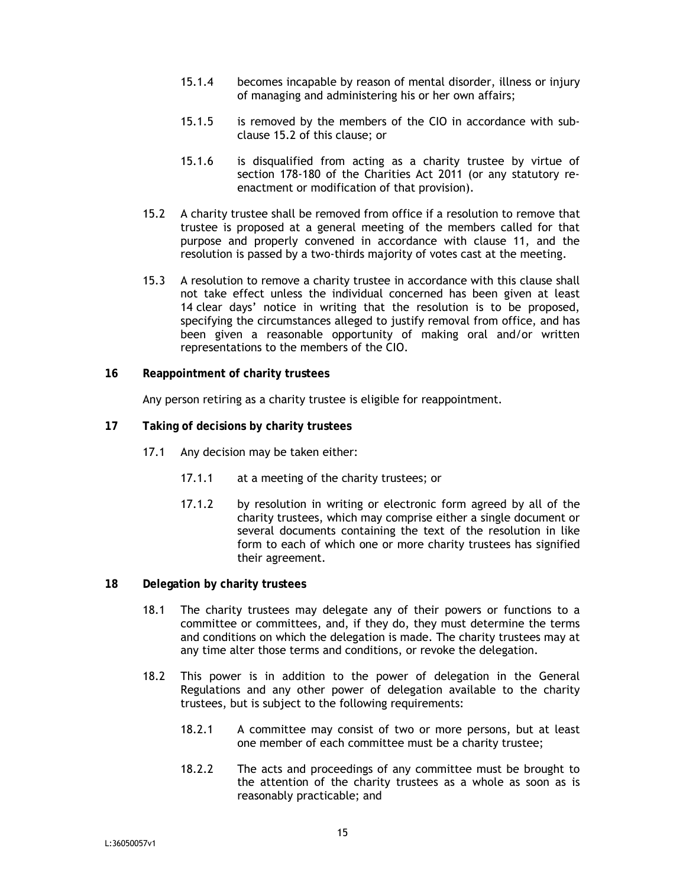15.1.4 becomes incapable by reason of mental disorder, illness or injury of managing and administering his or her own affairs;

15.1.5 is removed by the members of the CIO in accordance with sub-clause 15.2 of this clause; or

15.1.6 is disqualified from acting as a charity trustee by virtue of section 178-180 of the Charities Act 2011 (or any statutory re-enactment or modification of that provision).

15.2 A charity trustee shall be removed from office if a resolution to remove that trustee is proposed at a general meeting of the members called for that purpose and properly convened in accordance with clause 11, and the resolution is passed by a two-thirds majority of votes cast at the meeting.

15.3 A resolution to remove a charity trustee in accordance with this clause shall not take effect unless the individual concerned has been given at least 14 clear days' notice in writing that the resolution is to be proposed, specifying the circumstances alleged to justify removal from office, and has been given a reasonable opportunity of making oral and/or written representations to the members of the CIO.

**16 Reappointment of charity trustees**

Any person retiring as a charity trustee is eligible for reappointment.

**17 Taking of decisions by charity trustees**

17.1 Any decision may be taken either:

17.1.1 at a meeting of the charity trustees; or

17.1.2 by resolution in writing or electronic form agreed by all of the charity trustees, which may comprise either a single document or several documents containing the text of the resolution in like form to each of which one or more charity trustees has signified their agreement.

**18 Delegation by charity trustees**

18.1 The charity trustees may delegate any of their powers or functions to a committee or committees, and, if they do, they must determine the terms and conditions on which the delegation is made. The charity trustees may at any time alter those terms and conditions, or revoke the delegation.

18.2 This power is in addition to the power of delegation in the General Regulations and any other power of delegation available to the charity trustees, but is subject to the following requirements:

18.2.1 A committee may consist of two or more persons, but at least one member of each committee must be a charity trustee;

18.2.2 The acts and proceedings of any committee must be brought to the attention of the charity trustees as a whole as soon as is reasonably practicable; and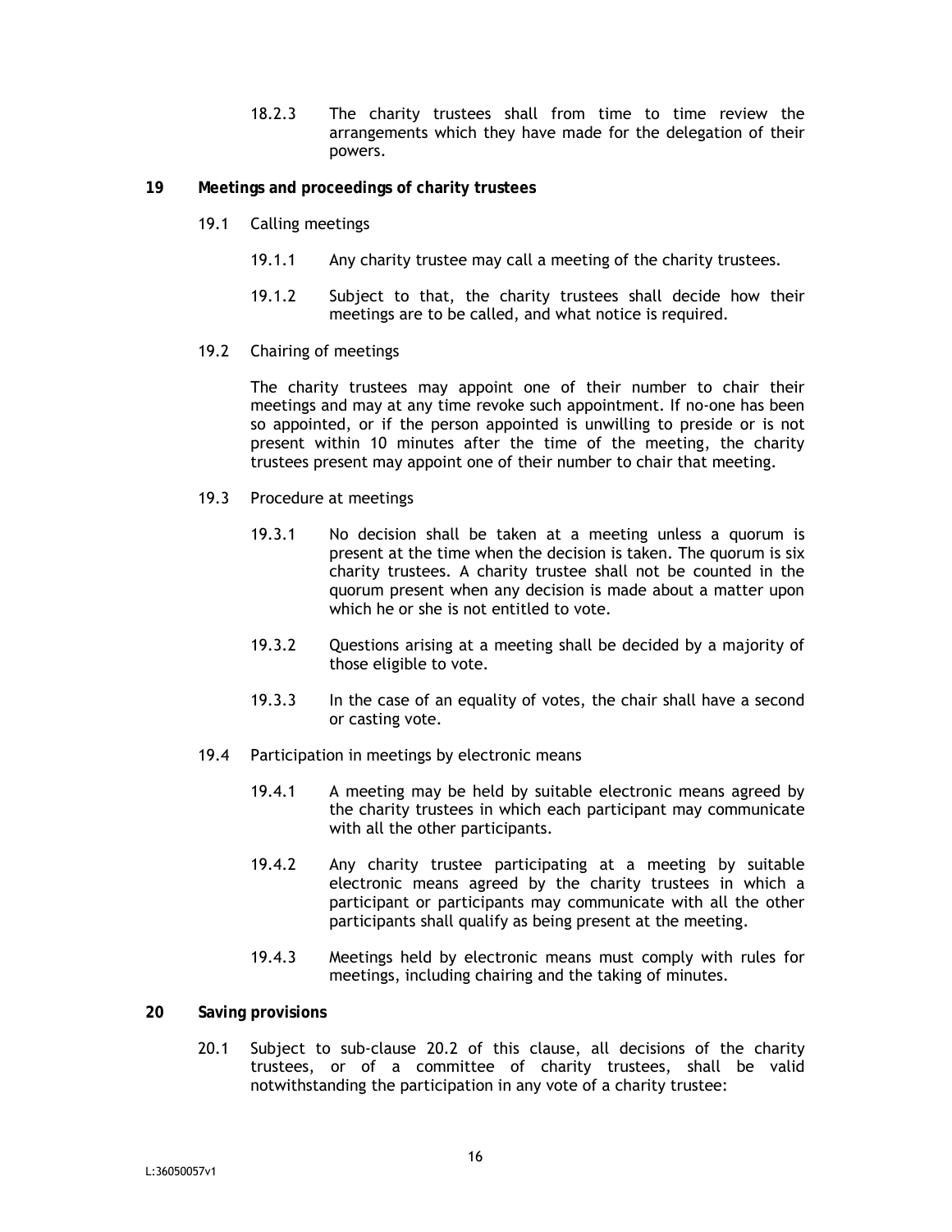18.2.3 The charity trustees shall from time to time review the arrangements which they have made for the delegation of their powers.

**19 Meetings and proceedings of charity trustees**

19.1 Calling meetings

19.1.1 Any charity trustee may call a meeting of the charity trustees.

19.1.2 Subject to that, the charity trustees shall decide how their meetings are to be called, and what notice is required.

19.2 Chairing of meetings

The charity trustees may appoint one of their number to chair their meetings and may at any time revoke such appointment. If no-one has been so appointed, or if the person appointed is unwilling to preside or is not present within 10 minutes after the time of the meeting, the charity trustees present may appoint one of their number to chair that meeting.

19.3 Procedure at meetings

19.3.1 No decision shall be taken at a meeting unless a quorum is present at the time when the decision is taken. The quorum is six charity trustees. A charity trustee shall not be counted in the quorum present when any decision is made about a matter upon which he or she is not entitled to vote.

19.3.2 Questions arising at a meeting shall be decided by a majority of those eligible to vote.

19.3.3 In the case of an equality of votes, the chair shall have a second or casting vote.

19.4 Participation in meetings by electronic means

19.4.1 A meeting may be held by suitable electronic means agreed by the charity trustees in which each participant may communicate with all the other participants.

19.4.2 Any charity trustee participating at a meeting by suitable electronic means agreed by the charity trustees in which a participant or participants may communicate with all the other participants shall qualify as being present at the meeting.

19.4.3 Meetings held by electronic means must comply with rules for meetings, including chairing and the taking of minutes.

**20 Saving provisions**

20.1 Subject to sub-clause 20.2 of this clause, all decisions of the charity trustees, or of a committee of charity trustees, shall be valid notwithstanding the participation in any vote of a charity trustee: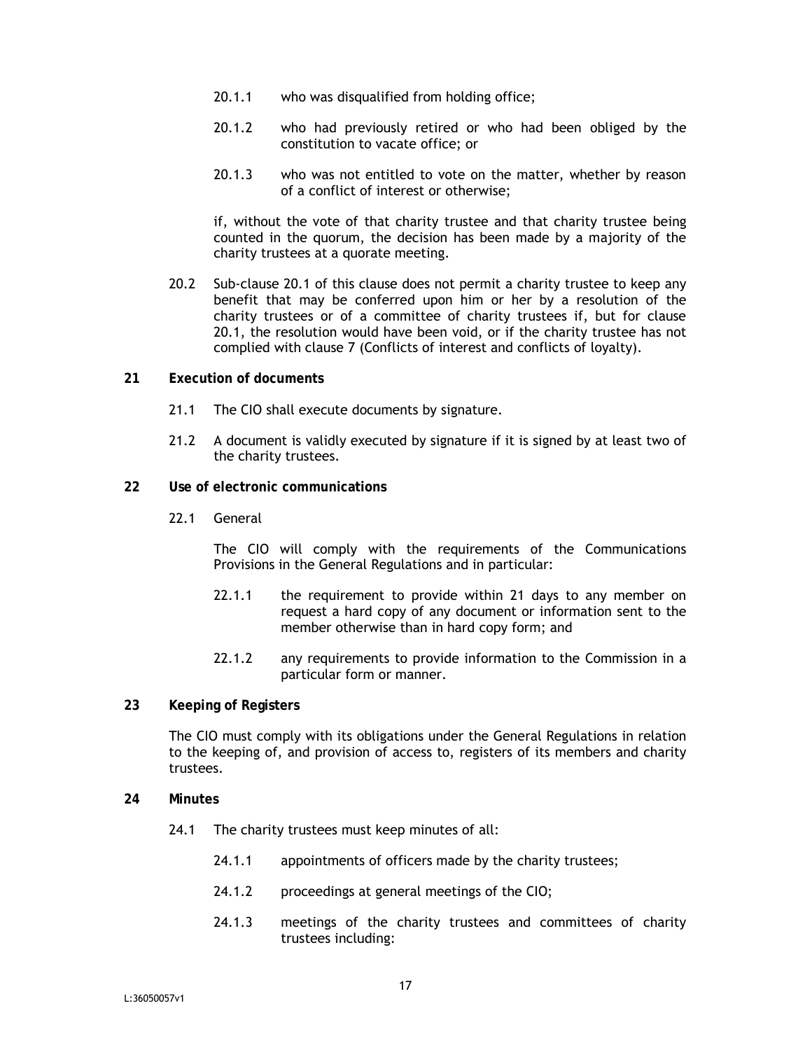20.1.1 who was disqualified from holding office;

20.1.2 who had previously retired or who had been obliged by the constitution to vacate office; or

20.1.3 who was not entitled to vote on the matter, whether by reason of a conflict of interest or otherwise;

if, without the vote of that charity trustee and that charity trustee being counted in the quorum, the decision has been made by a majority of the charity trustees at a quorate meeting.

20.2 Sub-clause 20.1 of this clause does not permit a charity trustee to keep any benefit that may be conferred upon him or her by a resolution of the charity trustees or of a committee of charity trustees if, but for clause 20.1, the resolution would have been void, or if the charity trustee has not complied with clause 7 (Conflicts of interest and conflicts of loyalty).

**21 Execution of documents**

21.1 The CIO shall execute documents by signature.

21.2 A document is validly executed by signature if it is signed by at least two of the charity trustees.

**22 Use of electronic communications**

22.1 General

The CIO will comply with the requirements of the Communications Provisions in the General Regulations and in particular:

22.1.1 the requirement to provide within 21 days to any member on request a hard copy of any document or information sent to the member otherwise than in hard copy form; and

22.1.2 any requirements to provide information to the Commission in a particular form or manner.

**23 Keeping of Registers**

The CIO must comply with its obligations under the General Regulations in relation to the keeping of, and provision of access to, registers of its members and charity trustees.

**24 Minutes**

24.1 The charity trustees must keep minutes of all:

24.1.1 appointments of officers made by the charity trustees;

24.1.2 proceedings at general meetings of the CIO;

24.1.3 meetings of the charity trustees and committees of charity trustees including: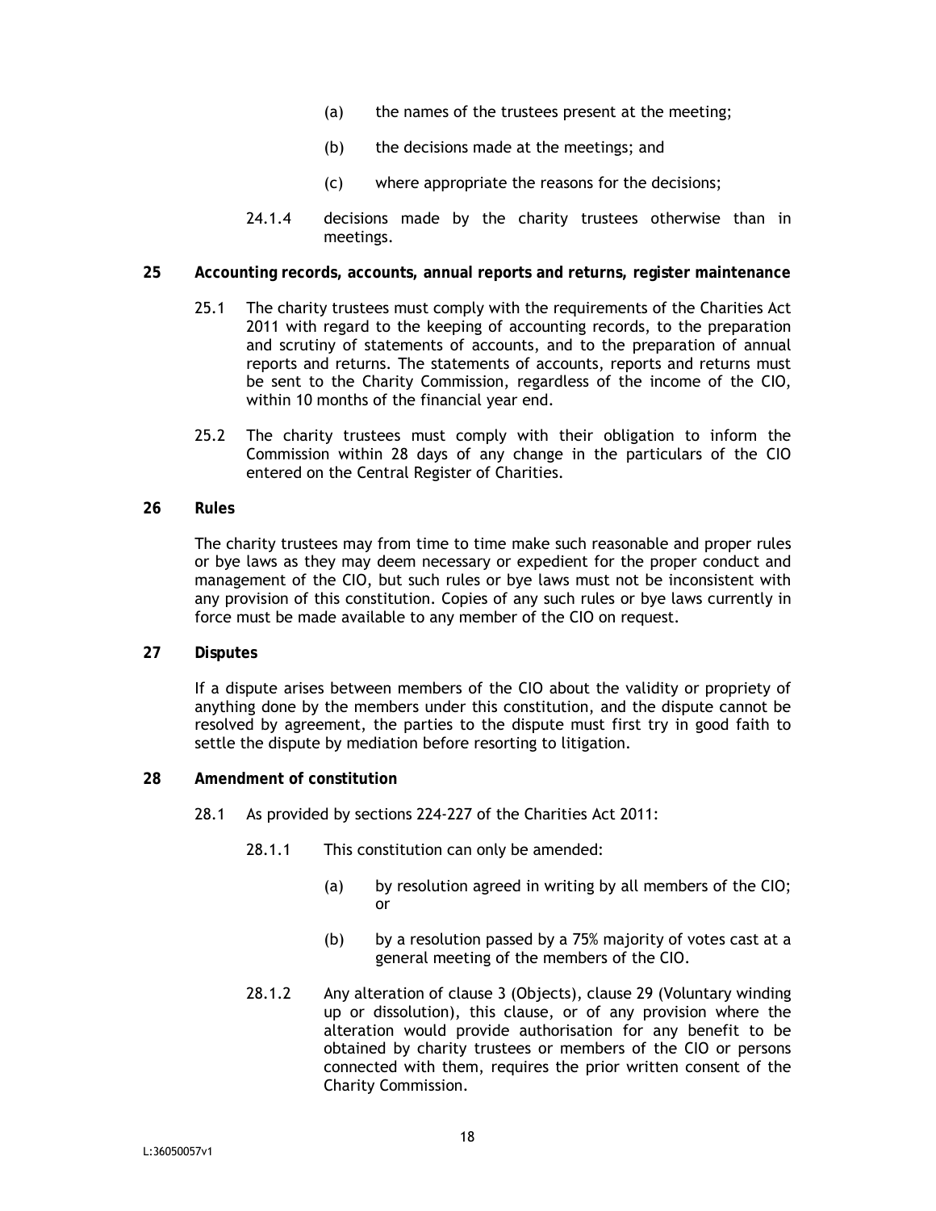(a) the names of the trustees present at the meeting;

(b) the decisions made at the meetings; and

(c) where appropriate the reasons for the decisions;

24.1.4 decisions made by the charity trustees otherwise than in meetings.

**25 Accounting records, accounts, annual reports and returns, register maintenance**

25.1 The charity trustees must comply with the requirements of the Charities Act 2011 with regard to the keeping of accounting records, to the preparation and scrutiny of statements of accounts, and to the preparation of annual reports and returns. The statements of accounts, reports and returns must be sent to the Charity Commission, regardless of the income of the CIO, within 10 months of the financial year end.

25.2 The charity trustees must comply with their obligation to inform the Commission within 28 days of any change in the particulars of the CIO entered on the Central Register of Charities.

**26 Rules**

The charity trustees may from time to time make such reasonable and proper rules or bye laws as they may deem necessary or expedient for the proper conduct and management of the CIO, but such rules or bye laws must not be inconsistent with any provision of this constitution. Copies of any such rules or bye laws currently in force must be made available to any member of the CIO on request.

**27 Disputes**

If a dispute arises between members of the CIO about the validity or propriety of anything done by the members under this constitution, and the dispute cannot be resolved by agreement, the parties to the dispute must first try in good faith to settle the dispute by mediation before resorting to litigation.

**28 Amendment of constitution**

28.1 As provided by sections 224-227 of the Charities Act 2011:

28.1.1 This constitution can only be amended:

(a) by resolution agreed in writing by all members of the CIO; or

(b) by a resolution passed by a 75% majority of votes cast at a general meeting of the members of the CIO.

28.1.2 Any alteration of clause 3 (Objects), clause 29 (Voluntary winding up or dissolution), this clause, or of any provision where the alteration would provide authorisation for any benefit to be obtained by charity trustees or members of the CIO or persons connected with them, requires the prior written consent of the Charity Commission.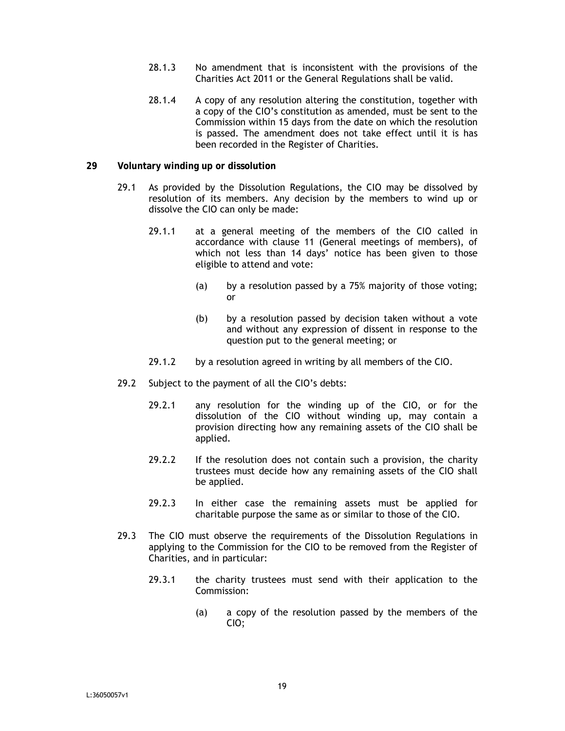28.1.3 No amendment that is inconsistent with the provisions of the Charities Act 2011 or the General Regulations shall be valid.

28.1.4 A copy of any resolution altering the constitution, together with a copy of the CIO's constitution as amended, must be sent to the Commission within 15 days from the date on which the resolution is passed. The amendment does not take effect until it is has been recorded in the Register of Charities.

**29 Voluntary winding up or dissolution**

29.1 As provided by the Dissolution Regulations, the CIO may be dissolved by resolution of its members. Any decision by the members to wind up or dissolve the CIO can only be made:

29.1.1 at a general meeting of the members of the CIO called in accordance with clause 11 (General meetings of members), of which not less than 14 days' notice has been given to those eligible to attend and vote:

(a) by a resolution passed by a 75% majority of those voting; or

(b) by a resolution passed by decision taken without a vote and without any expression of dissent in response to the question put to the general meeting; or

29.1.2 by a resolution agreed in writing by all members of the CIO.

29.2 Subject to the payment of all the CIO's debts:

29.2.1 any resolution for the winding up of the CIO, or for the dissolution of the CIO without winding up, may contain a provision directing how any remaining assets of the CIO shall be applied.

29.2.2 If the resolution does not contain such a provision, the charity trustees must decide how any remaining assets of the CIO shall be applied.

29.2.3 In either case the remaining assets must be applied for charitable purpose the same as or similar to those of the CIO.

29.3 The CIO must observe the requirements of the Dissolution Regulations in applying to the Commission for the CIO to be removed from the Register of Charities, and in particular:

29.3.1 the charity trustees must send with their application to the Commission:

(a) a copy of the resolution passed by the members of the CIO;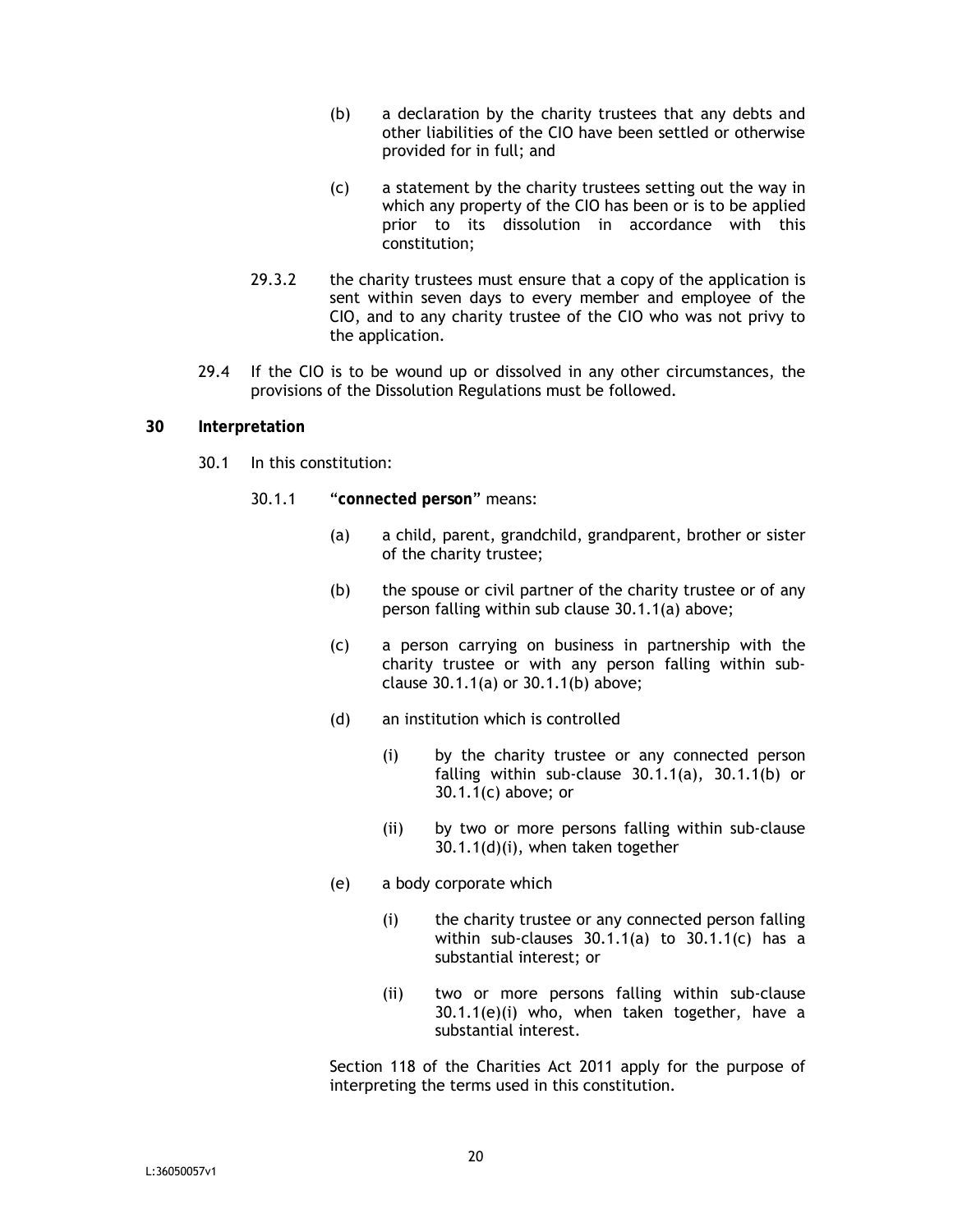(b) a declaration by the charity trustees that any debts and other liabilities of the CIO have been settled or otherwise provided for in full; and

(c) a statement by the charity trustees setting out the way in which any property of the CIO has been or is to be applied prior to its dissolution in accordance with this constitution;

29.3.2 the charity trustees must ensure that a copy of the application is sent within seven days to every member and employee of the CIO, and to any charity trustee of the CIO who was not privy to the application.

29.4 If the CIO is to be wound up or dissolved in any other circumstances, the provisions of the Dissolution Regulations must be followed.

**30 Interpretation**

30.1 In this constitution:

30.1.1 "**connected person**" means:

(a) a child, parent, grandchild, grandparent, brother or sister of the charity trustee;

(b) the spouse or civil partner of the charity trustee or of any person falling within sub clause 30.1.1(a) above;

(c) a person carrying on business in partnership with the charity trustee or with any person falling within sub-clause 30.1.1(a) or 30.1.1(b) above;

(d) an institution which is controlled

(i) by the charity trustee or any connected person falling within sub-clause 30.1.1(a), 30.1.1(b) or 30.1.1(c) above; or

(ii) by two or more persons falling within sub-clause 30.1.1(d)(i), when taken together

(e) a body corporate which

(i) the charity trustee or any connected person falling within sub-clauses 30.1.1(a) to 30.1.1(c) has a substantial interest; or

(ii) two or more persons falling within sub-clause 30.1.1(e)(i) who, when taken together, have a substantial interest.

Section 118 of the Charities Act 2011 apply for the purpose of interpreting the terms used in this constitution.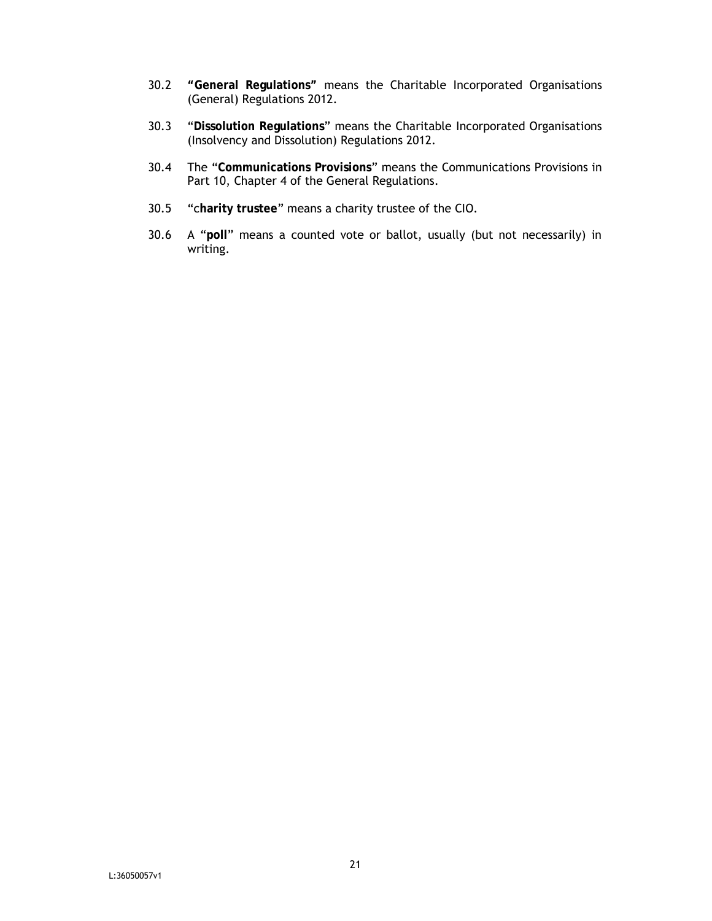30.2 **"General Regulations"** means the Charitable Incorporated Organisations (General) Regulations 2012.

30.3 "**Dissolution Regulations**" means the Charitable Incorporated Organisations (Insolvency and Dissolution) Regulations 2012.

30.4 The "**Communications Provisions**" means the Communications Provisions in Part 10, Chapter 4 of the General Regulations.

30.5 "c**harity trustee**" means a charity trustee of the CIO.

30.6 A "**poll**" means a counted vote or ballot, usually (but not necessarily) in writing.

L:36050057v1